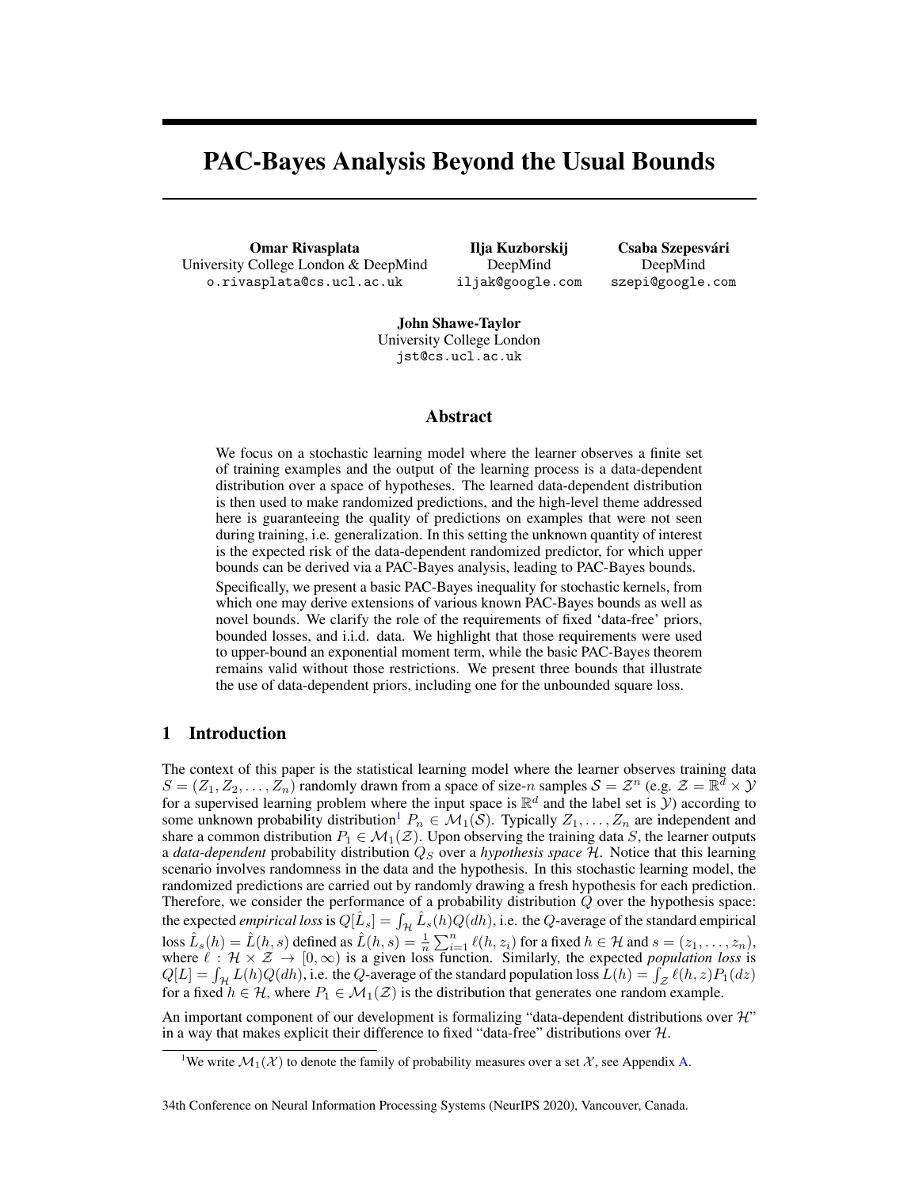# PAC-Bayes Analysis Beyond the Usual Bounds

**Omar Rivasplata**
University College London & DeepMind
o.rivasplata@cs.ucl.ac.uk

**Ilja Kuzborskij**
DeepMind
iljak@google.com

**Csaba Szepesvári**
DeepMind
szepi@google.com

**John Shawe-Taylor**
University College London
jst@cs.ucl.ac.uk

## Abstract

We focus on a stochastic learning model where the learner observes a finite set of training examples and the output of the learning process is a data-dependent distribution over a space of hypotheses. The learned data-dependent distribution is then used to make randomized predictions, and the high-level theme addressed here is guaranteeing the quality of predictions on examples that were not seen during training, i.e. generalization. In this setting the unknown quantity of interest is the expected risk of the data-dependent randomized predictor, for which upper bounds can be derived via a PAC-Bayes analysis, leading to PAC-Bayes bounds.

Specifically, we present a basic PAC-Bayes inequality for stochastic kernels, from which one may derive extensions of various known PAC-Bayes bounds as well as novel bounds. We clarify the role of the requirements of fixed 'data-free' priors, bounded losses, and i.i.d. data. We highlight that those requirements were used to upper-bound an exponential moment term, while the basic PAC-Bayes theorem remains valid without those restrictions. We present three bounds that illustrate the use of data-dependent priors, including one for the unbounded square loss.

## 1 Introduction

The context of this paper is the statistical learning model where the learner observes training data $S = (Z_1, Z_2, \ldots, Z_n)$ randomly drawn from a space of size-$n$ samples $\mathcal{S} = \mathcal{Z}^n$ (e.g. $\mathcal{Z} = \mathbb{R}^d \times \mathcal{Y}$ for a supervised learning problem where the input space is $\mathbb{R}^d$ and the label set is $\mathcal{Y}$) according to some unknown probability distribution[1] $P_n \in \mathcal{M}_1(\mathcal{S})$. Typically $Z_1, \ldots, Z_n$ are independent and share a common distribution $P_1 \in \mathcal{M}_1(\mathcal{Z})$. Upon observing the training data $S$, the learner outputs a *data-dependent* probability distribution $Q_S$ over a *hypothesis space* $\mathcal{H}$. Notice that this learning scenario involves randomness in the data and the hypothesis. In this stochastic learning model, the randomized predictions are carried out by randomly drawing a fresh hypothesis for each prediction. Therefore, we consider the performance of a probability distribution $Q$ over the hypothesis space: the expected *empirical loss* is $Q[\hat{L}_s] = \int_{\mathcal{H}} \hat{L}_s(h) Q(dh)$, i.e. the $Q$-average of the standard empirical loss $\hat{L}_s(h) = \hat{L}(h, s)$ defined as $\hat{L}(h, s) = \frac{1}{n}\sum_{i=1}^{n} \ell(h, z_i)$ for a fixed $h \in \mathcal{H}$ and $s = (z_1, \ldots, z_n)$, where $\ell : \mathcal{H} \times \mathcal{Z} \to [0, \infty)$ is a given loss function. Similarly, the expected *population loss* is $Q[L] = \int_{\mathcal{H}} L(h) Q(dh)$, i.e. the $Q$-average of the standard population loss $L(h) = \int_{\mathcal{Z}} \ell(h, z) P_1(dz)$ for a fixed $h \in \mathcal{H}$, where $P_1 \in \mathcal{M}_1(\mathcal{Z})$ is the distribution that generates one random example.

An important component of our development is formalizing "data-dependent distributions over $\mathcal{H}$" in a way that makes explicit their difference to fixed "data-free" distributions over $\mathcal{H}$.

[1] We write $\mathcal{M}_1(\mathcal{X})$ to denote the family of probability measures over a set $\mathcal{X}$, see Appendix A.

34th Conference on Neural Information Processing Systems (NeurIPS 2020), Vancouver, Canada.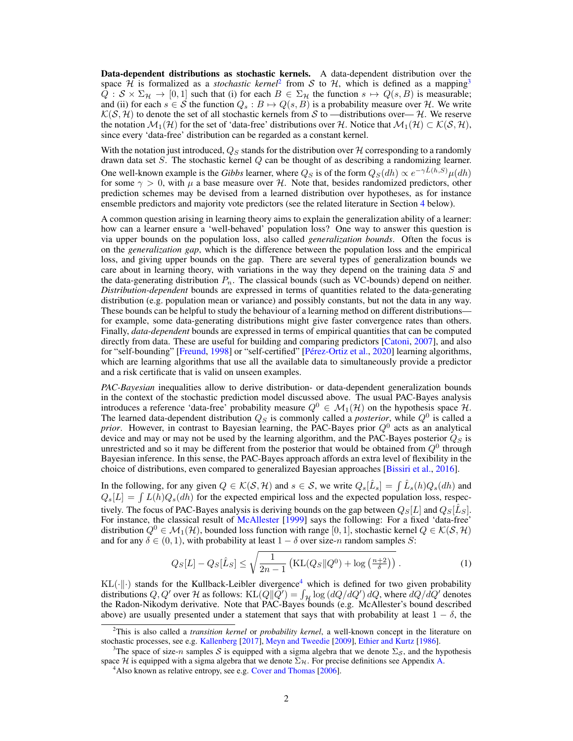**Data-dependent distributions as stochastic kernels.** A data-dependent distribution over the space $\mathcal{H}$ is formalized as a *stochastic kernel*[2] from $\mathcal{S}$ to $\mathcal{H}$, which is defined as a mapping[3] $Q : \mathcal{S} \times \Sigma_{\mathcal{H}} \to [0, 1]$ such that (i) for each $B \in \Sigma_{\mathcal{H}}$ the function $s \mapsto Q(s, B)$ is measurable; and (ii) for each $s \in \mathcal{S}$ the function $Q_s : B \mapsto Q(s, B)$ is a probability measure over $\mathcal{H}$. We write $\mathcal{K}(\mathcal{S}, \mathcal{H})$ to denote the set of all stochastic kernels from $\mathcal{S}$ to —distributions over— $\mathcal{H}$. We reserve the notation $\mathcal{M}_1(\mathcal{H})$ for the set of 'data-free' distributions over $\mathcal{H}$. Notice that $\mathcal{M}_1(\mathcal{H}) \subset \mathcal{K}(\mathcal{S}, \mathcal{H})$, since every 'data-free' distribution can be regarded as a constant kernel.

With the notation just introduced, $Q_S$ stands for the distribution over $\mathcal{H}$ corresponding to a randomly drawn data set $S$. The stochastic kernel $Q$ can be thought of as describing a randomizing learner. One well-known example is the *Gibbs* learner, where $Q_S$ is of the form $Q_S(dh) \propto e^{-\gamma \hat{L}(h,S)} \mu(dh)$ for some $\gamma > 0$, with $\mu$ a base measure over $\mathcal{H}$. Note that, besides randomized predictors, other prediction schemes may be devised from a learned distribution over hypotheses, as for instance ensemble predictors and majority vote predictors (see the related literature in Section 4 below).

A common question arising in learning theory aims to explain the generalization ability of a learner: how can a learner ensure a 'well-behaved' population loss? One way to answer this question is via upper bounds on the population loss, also called *generalization bounds*. Often the focus is on the *generalization gap*, which is the difference between the population loss and the empirical loss, and giving upper bounds on the gap. There are several types of generalization bounds we care about in learning theory, with variations in the way they depend on the training data $S$ and the data-generating distribution $P_n$. The classical bounds (such as VC-bounds) depend on neither. *Distribution-dependent* bounds are expressed in terms of quantities related to the data-generating distribution (e.g. population mean or variance) and possibly constants, but not the data in any way. These bounds can be helpful to study the behaviour of a learning method on different distributions—for example, some data-generating distributions might give faster convergence rates than others. Finally, *data-dependent* bounds are expressed in terms of empirical quantities that can be computed directly from data. These are useful for building and comparing predictors [Catoni, 2007], and also for "self-bounding" [Freund, 1998] or "self-certified" [Pérez-Ortiz et al., 2020] learning algorithms, which are learning algorithms that use all the available data to simultaneously provide a predictor and a risk certificate that is valid on unseen examples.

*PAC-Bayesian* inequalities allow to derive distribution- or data-dependent generalization bounds in the context of the stochastic prediction model discussed above. The usual PAC-Bayes analysis introduces a reference 'data-free' probability measure $Q^0 \in \mathcal{M}_1(\mathcal{H})$ on the hypothesis space $\mathcal{H}$. The learned data-dependent distribution $Q_S$ is commonly called a *posterior*, while $Q^0$ is called a *prior*. However, in contrast to Bayesian learning, the PAC-Bayes prior $Q^0$ acts as an analytical device and may or may not be used by the learning algorithm, and the PAC-Bayes posterior $Q_S$ is unrestricted and so it may be different from the posterior that would be obtained from $Q^0$ through Bayesian inference. In this sense, the PAC-Bayes approach affords an extra level of flexibility in the choice of distributions, even compared to generalized Bayesian approaches [Bissiri et al., 2016].

In the following, for any given $Q \in \mathcal{K}(\mathcal{S}, \mathcal{H})$ and $s \in \mathcal{S}$, we write $Q_s[\hat{L}_s] = \int \hat{L}_s(h) Q_s(dh)$ and $Q_s[L] = \int L(h) Q_s(dh)$ for the expected empirical loss and the expected population loss, respectively. The focus of PAC-Bayes analysis is deriving bounds on the gap between $Q_S[L]$ and $Q_S[\hat{L}_S]$. For instance, the classical result of McAllester [1999] says the following: For a fixed 'data-free' distribution $Q^0 \in \mathcal{M}_1(\mathcal{H})$, bounded loss function with range $[0, 1]$, stochastic kernel $Q \in \mathcal{K}(\mathcal{S}, \mathcal{H})$ and for any $\delta \in (0, 1)$, with probability at least $1 - \delta$ over size-$n$ random samples $S$:

$$Q_S[L] - Q_S[\hat{L}_S] \leq \sqrt{\frac{1}{2n-1} \left( \mathrm{KL}(Q_S \| Q^0) + \log\left(\tfrac{n+2}{\delta}\right) \right)} \,. \tag{1}$$

$\mathrm{KL}(\cdot \| \cdot)$ stands for the Kullback-Leibler divergence[4] which is defined for two given probability distributions $Q, Q'$ over $\mathcal{H}$ as follows: $\mathrm{KL}(Q \| Q') = \int_{\mathcal{H}} \log\left(dQ/dQ'\right) dQ$, where $dQ/dQ'$ denotes the Radon-Nikodym derivative. Note that PAC-Bayes bounds (e.g. McAllester's bound described above) are usually presented under a statement that says that with probability at least $1 - \delta$, the

[2] This is also called a *transition kernel* or *probability kernel*, a well-known concept in the literature on stochastic processes, see e.g. Kallenberg [2017], Meyn and Tweedie [2009], Ethier and Kurtz [1986].

[3] The space of size-$n$ samples $\mathcal{S}$ is equipped with a sigma algebra that we denote $\Sigma_{\mathcal{S}}$, and the hypothesis space $\mathcal{H}$ is equipped with a sigma algebra that we denote $\Sigma_{\mathcal{H}}$. For precise definitions see Appendix A.

[4] Also known as relative entropy, see e.g. Cover and Thomas [2006].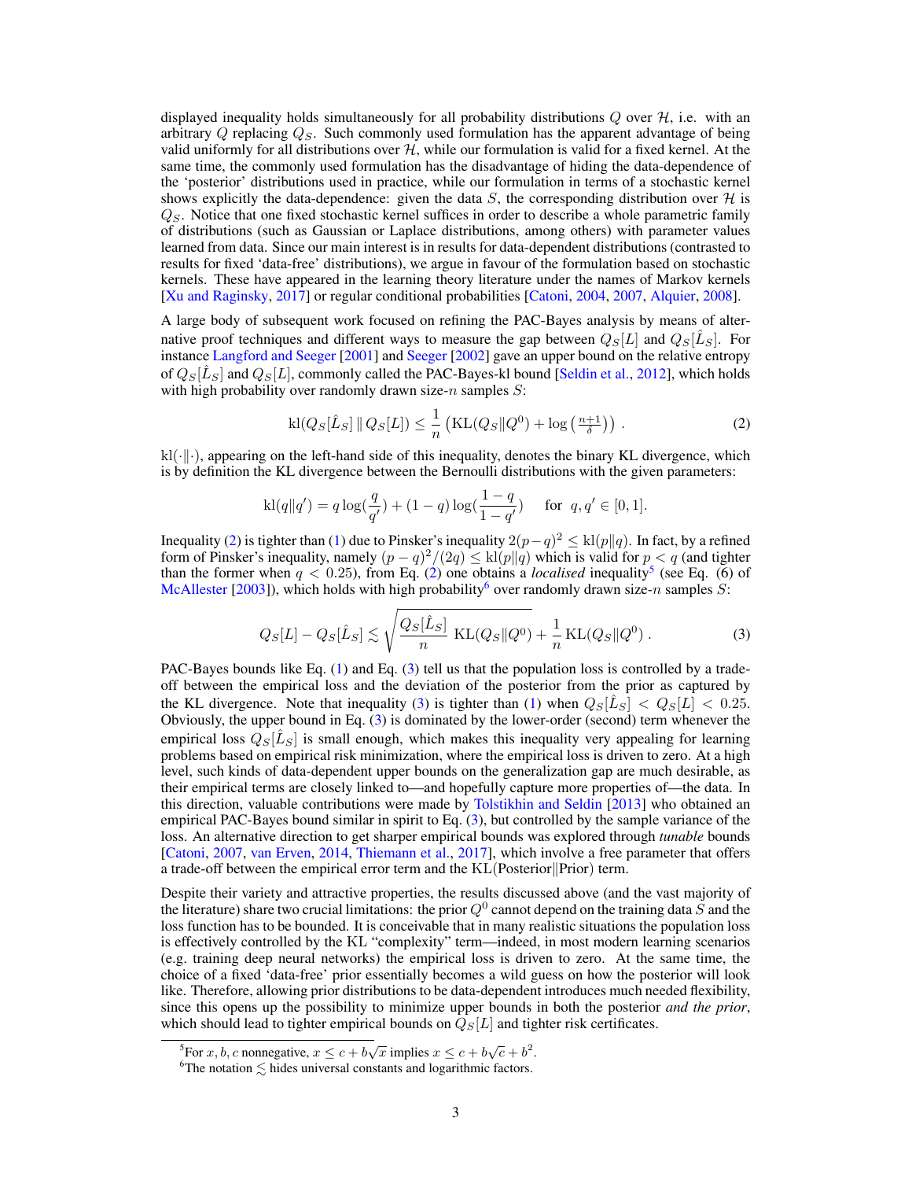displayed inequality holds simultaneously for all probability distributions $Q$ over $\mathcal{H}$, i.e. with an arbitrary $Q$ replacing $Q_S$. Such commonly used formulation has the apparent advantage of being valid uniformly for all distributions over $\mathcal{H}$, while our formulation is valid for a fixed kernel. At the same time, the commonly used formulation has the disadvantage of hiding the data-dependence of the 'posterior' distributions used in practice, while our formulation in terms of a stochastic kernel shows explicitly the data-dependence: given the data $S$, the corresponding distribution over $\mathcal{H}$ is $Q_S$. Notice that one fixed stochastic kernel suffices in order to describe a whole parametric family of distributions (such as Gaussian or Laplace distributions, among others) with parameter values learned from data. Since our main interest is in results for data-dependent distributions (contrasted to results for fixed 'data-free' distributions), we argue in favour of the formulation based on stochastic kernels. These have appeared in the learning theory literature under the names of Markov kernels [Xu and Raginsky, 2017] or regular conditional probabilities [Catoni, 2004, 2007, Alquier, 2008].

A large body of subsequent work focused on refining the PAC-Bayes analysis by means of alternative proof techniques and different ways to measure the gap between $Q_S[L]$ and $Q_S[\hat{L}_S]$. For instance Langford and Seeger [2001] and Seeger [2002] gave an upper bound on the relative entropy of $Q_S[\hat{L}_S]$ and $Q_S[L]$, commonly called the PAC-Bayes-kl bound [Seldin et al., 2012], which holds with high probability over randomly drawn size-$n$ samples $S$:

$$\mathrm{kl}(Q_S[\hat{L}_S] \,\|\, Q_S[L]) \leq \frac{1}{n}\left(\mathrm{KL}(Q_S\|Q^0) + \log\left(\tfrac{n+1}{\delta}\right)\right) . \tag{2}$$

$\mathrm{kl}(\cdot\|\cdot)$, appearing on the left-hand side of this inequality, denotes the binary KL divergence, which is by definition the KL divergence between the Bernoulli distributions with the given parameters:

$$\mathrm{kl}(q\|q') = q\log(\frac{q}{q'}) + (1-q)\log(\frac{1-q}{1-q'}) \quad \text{ for } \; q, q' \in [0,1].$$

Inequality (2) is tighter than (1) due to Pinsker's inequality $2(p-q)^2 \leq \mathrm{kl}(p\|q)$. In fact, by a refined form of Pinsker's inequality, namely $(p-q)^2/(2q) \leq \mathrm{kl}(p\|q)$ which is valid for $p < q$ (and tighter than the former when $q < 0.25$), from Eq. (2) one obtains a *localised* inequality[5] (see Eq. (6) of McAllester [2003]), which holds with high probability[6] over randomly drawn size-$n$ samples $S$:

$$Q_S[L] - Q_S[\hat{L}_S] \lesssim \sqrt{\frac{Q_S[\hat{L}_S]}{n}\ \mathrm{KL}(Q_S\|Q^0)} + \frac{1}{n}\,\mathrm{KL}(Q_S\|Q^0) \,. \tag{3}$$

PAC-Bayes bounds like Eq. (1) and Eq. (3) tell us that the population loss is controlled by a trade-off between the empirical loss and the deviation of the posterior from the prior as captured by the KL divergence. Note that inequality (3) is tighter than (1) when $Q_S[\hat{L}_S] < Q_S[L] < 0.25$. Obviously, the upper bound in Eq. (3) is dominated by the lower-order (second) term whenever the empirical loss $Q_S[\hat{L}_S]$ is small enough, which makes this inequality very appealing for learning problems based on empirical risk minimization, where the empirical loss is driven to zero. At a high level, such kinds of data-dependent upper bounds on the generalization gap are much desirable, as their empirical terms are closely linked to—and hopefully capture more properties of—the data. In this direction, valuable contributions were made by Tolstikhin and Seldin [2013] who obtained an empirical PAC-Bayes bound similar in spirit to Eq. (3), but controlled by the sample variance of the loss. An alternative direction to get sharper empirical bounds was explored through *tunable* bounds [Catoni, 2007, van Erven, 2014, Thiemann et al., 2017], which involve a free parameter that offers a trade-off between the empirical error term and the KL(Posterior‖Prior) term.

Despite their variety and attractive properties, the results discussed above (and the vast majority of the literature) share two crucial limitations: the prior $Q^0$ cannot depend on the training data $S$ and the loss function has to be bounded. It is conceivable that in many realistic situations the population loss is effectively controlled by the KL "complexity" term—indeed, in most modern learning scenarios (e.g. training deep neural networks) the empirical loss is driven to zero. At the same time, the choice of a fixed 'data-free' prior essentially becomes a wild guess on how the posterior will look like. Therefore, allowing prior distributions to be data-dependent introduces much needed flexibility, since this opens up the possibility to minimize upper bounds in both the posterior *and the prior*, which should lead to tighter empirical bounds on $Q_S[L]$ and tighter risk certificates.

[5] For $x, b, c$ nonnegative, $x \leq c + b\sqrt{x}$ implies $x \leq c + b\sqrt{c} + b^2$.

[6] The notation $\lesssim$ hides universal constants and logarithmic factors.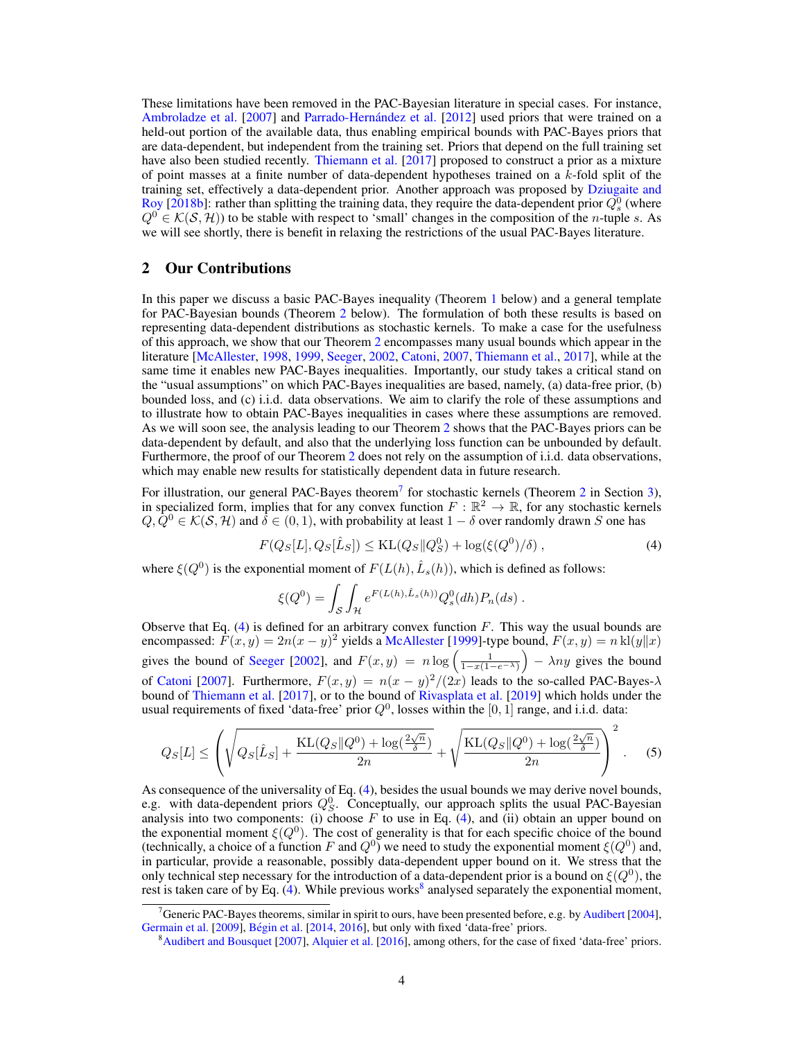These limitations have been removed in the PAC-Bayesian literature in special cases. For instance, Ambroladze et al. [2007] and Parrado-Hernández et al. [2012] used priors that were trained on a held-out portion of the available data, thus enabling empirical bounds with PAC-Bayes priors that are data-dependent, but independent from the training set. Priors that depend on the full training set have also been studied recently. Thiemann et al. [2017] proposed to construct a prior as a mixture of point masses at a finite number of data-dependent hypotheses trained on a $k$-fold split of the training set, effectively a data-dependent prior. Another approach was proposed by Dziugaite and Roy [2018b]: rather than splitting the training data, they require the data-dependent prior $Q^0_s$ (where $Q^0 \in \mathcal{K}(\mathcal{S}, \mathcal{H})$) to be stable with respect to 'small' changes in the composition of the $n$-tuple $s$. As we will see shortly, there is benefit in relaxing the restrictions of the usual PAC-Bayes literature.

## 2 Our Contributions

In this paper we discuss a basic PAC-Bayes inequality (Theorem 1 below) and a general template for PAC-Bayesian bounds (Theorem 2 below). The formulation of both these results is based on representing data-dependent distributions as stochastic kernels. To make a case for the usefulness of this approach, we show that our Theorem 2 encompasses many usual bounds which appear in the literature [McAllester, 1998, 1999, Seeger, 2002, Catoni, 2007, Thiemann et al., 2017], while at the same time it enables new PAC-Bayes inequalities. Importantly, our study takes a critical stand on the "usual assumptions" on which PAC-Bayes inequalities are based, namely, (a) data-free prior, (b) bounded loss, and (c) i.i.d. data observations. We aim to clarify the role of these assumptions and to illustrate how to obtain PAC-Bayes inequalities in cases where these assumptions are removed. As we will soon see, the analysis leading to our Theorem 2 shows that the PAC-Bayes priors can be data-dependent by default, and also that the underlying loss function can be unbounded by default. Furthermore, the proof of our Theorem 2 does not rely on the assumption of i.i.d. data observations, which may enable new results for statistically dependent data in future research.

For illustration, our general PAC-Bayes theorem[7] for stochastic kernels (Theorem 2 in Section 3), in specialized form, implies that for any convex function $F : \mathbb{R}^2 \to \mathbb{R}$, for any stochastic kernels $Q, Q^0 \in \mathcal{K}(\mathcal{S}, \mathcal{H})$ and $\delta \in (0, 1)$, with probability at least $1 - \delta$ over randomly drawn $S$ one has

$$F(Q_S[L], Q_S[\hat{L}_S]) \leq \mathrm{KL}(Q_S \| Q^0_S) + \log(\xi(Q^0)/\delta) \,, \tag{4}$$

where $\xi(Q^0)$ is the exponential moment of $F(L(h), \hat{L}_s(h))$, which is defined as follows:

$$\xi(Q^0) = \int_{\mathcal{S}} \int_{\mathcal{H}} e^{F(L(h), \hat{L}_s(h))} Q^0_s(dh) P_n(ds) \,.$$

Observe that Eq. (4) is defined for an arbitrary convex function $F$. This way the usual bounds are encompassed: $F(x, y) = 2n(x - y)^2$ yields a McAllester [1999]-type bound, $F(x, y) = n\,\mathrm{kl}(y\|x)$ gives the bound of Seeger [2002], and $F(x, y) = n \log\left(\frac{1}{1 - x(1 - e^{-\lambda})}\right) - \lambda n y$ gives the bound of Catoni [2007]. Furthermore, $F(x, y) = n(x - y)^2/(2x)$ leads to the so-called PAC-Bayes-$\lambda$ bound of Thiemann et al. [2017], or to the bound of Rivasplata et al. [2019] which holds under the usual requirements of fixed 'data-free' prior $Q^0$, losses within the $[0, 1]$ range, and i.i.d. data:

$$Q_S[L] \leq \left( \sqrt{Q_S[\hat{L}_S] + \frac{\mathrm{KL}(Q_S \| Q^0) + \log(\frac{2\sqrt{n}}{\delta})}{2n}} + \sqrt{\frac{\mathrm{KL}(Q_S \| Q^0) + \log(\frac{2\sqrt{n}}{\delta})}{2n}} \right)^2 . \tag{5}$$

As consequence of the universality of Eq. (4), besides the usual bounds we may derive novel bounds, e.g. with data-dependent priors $Q^0_S$. Conceptually, our approach splits the usual PAC-Bayesian analysis into two components: (i) choose $F$ to use in Eq. (4), and (ii) obtain an upper bound on the exponential moment $\xi(Q^0)$. The cost of generality is that for each specific choice of the bound (technically, a choice of a function $F$ and $Q^0$) we need to study the exponential moment $\xi(Q^0)$ and, in particular, provide a reasonable, possibly data-dependent upper bound on it. We stress that the only technical step necessary for the introduction of a data-dependent prior is a bound on $\xi(Q^0)$, the rest is taken care of by Eq. (4). While previous works[8] analysed separately the exponential moment,

[7] Generic PAC-Bayes theorems, similar in spirit to ours, have been presented before, e.g. by Audibert [2004], Germain et al. [2009], Bégin et al. [2014, 2016], but only with fixed 'data-free' priors.

[8] Audibert and Bousquet [2007], Alquier et al. [2016], among others, for the case of fixed 'data-free' priors.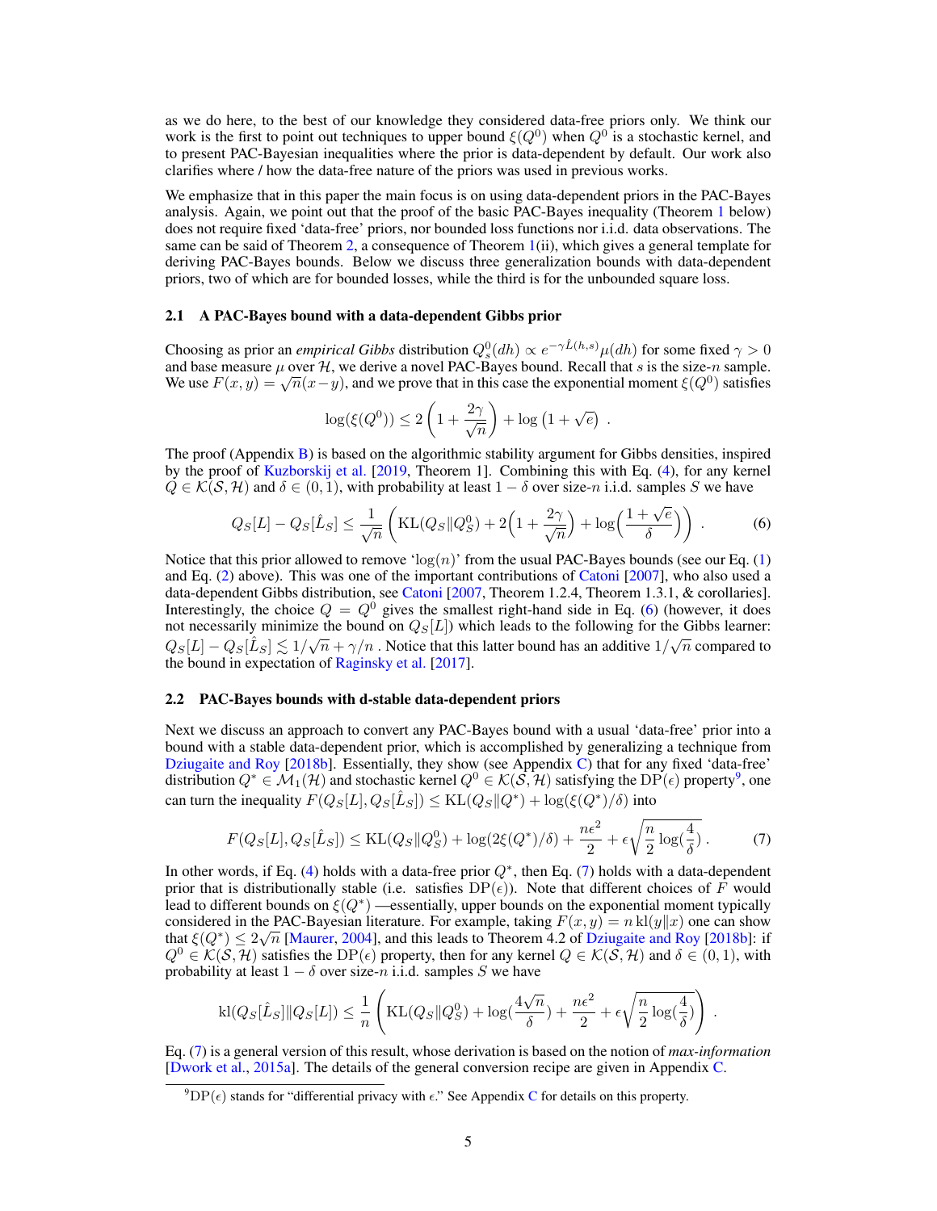as we do here, to the best of our knowledge they considered data-free priors only. We think our work is the first to point out techniques to upper bound $\xi(Q^0)$ when $Q^0$ is a stochastic kernel, and to present PAC-Bayesian inequalities where the prior is data-dependent by default. Our work also clarifies where / how the data-free nature of the priors was used in previous works.

We emphasize that in this paper the main focus is on using data-dependent priors in the PAC-Bayes analysis. Again, we point out that the proof of the basic PAC-Bayes inequality (Theorem 1 below) does not require fixed 'data-free' priors, nor bounded loss functions nor i.i.d. data observations. The same can be said of Theorem 2, a consequence of Theorem 1(ii), which gives a general template for deriving PAC-Bayes bounds. Below we discuss three generalization bounds with data-dependent priors, two of which are for bounded losses, while the third is for the unbounded square loss.

### 2.1 A PAC-Bayes bound with a data-dependent Gibbs prior

Choosing as prior an *empirical Gibbs* distribution $Q^0_s(dh) \propto e^{-\gamma \hat{L}(h,s)}\mu(dh)$ for some fixed $\gamma > 0$ and base measure $\mu$ over $\mathcal{H}$, we derive a novel PAC-Bayes bound. Recall that $s$ is the size-$n$ sample. We use $F(x, y) = \sqrt{n}(x-y)$, and we prove that in this case the exponential moment $\xi(Q^0)$ satisfies

$$\log(\xi(Q^0)) \leq 2\left(1 + \frac{2\gamma}{\sqrt{n}}\right) + \log\left(1 + \sqrt{e}\right) \,.$$

The proof (Appendix B) is based on the algorithmic stability argument for Gibbs densities, inspired by the proof of Kuzborskij et al. [2019, Theorem 1]. Combining this with Eq. (4), for any kernel $Q \in \mathcal{K}(\mathcal{S}, \mathcal{H})$ and $\delta \in (0, 1)$, with probability at least $1 - \delta$ over size-$n$ i.i.d. samples $S$ we have

$$Q_S[L] - Q_S[\hat{L}_S] \leq \frac{1}{\sqrt{n}}\left(\mathrm{KL}(Q_S \| Q^0_S) + 2\Big(1 + \frac{2\gamma}{\sqrt{n}}\Big) + \log\Big(\frac{1+\sqrt{e}}{\delta}\Big)\right) \,. \tag{6}$$

Notice that this prior allowed to remove '$\log(n)$' from the usual PAC-Bayes bounds (see our Eq. (1) and Eq. (2) above). This was one of the important contributions of Catoni [2007], who also used a data-dependent Gibbs distribution, see Catoni [2007, Theorem 1.2.4, Theorem 1.3.1, & corollaries]. Interestingly, the choice $Q = Q^0$ gives the smallest right-hand side in Eq. (6) (however, it does not necessarily minimize the bound on $Q_S[L]$) which leads to the following for the Gibbs learner: $Q_S[L] - Q_S[\hat{L}_S] \lesssim 1/\sqrt{n} + \gamma/n$ . Notice that this latter bound has an additive $1/\sqrt{n}$ compared to the bound in expectation of Raginsky et al. [2017].

### 2.2 PAC-Bayes bounds with d-stable data-dependent priors

Next we discuss an approach to convert any PAC-Bayes bound with a usual 'data-free' prior into a bound with a stable data-dependent prior, which is accomplished by generalizing a technique from Dziugaite and Roy [2018b]. Essentially, they show (see Appendix C) that for any fixed 'data-free' distribution $Q^* \in \mathcal{M}_1(\mathcal{H})$ and stochastic kernel $Q^0 \in \mathcal{K}(\mathcal{S}, \mathcal{H})$ satisfying the DP($\epsilon$) property[9], one can turn the inequality $F(Q_S[L], Q_S[\hat{L}_S]) \leq \mathrm{KL}(Q_S \| Q^*) + \log(\xi(Q^*)/\delta)$ into

$$F(Q_S[L], Q_S[\hat{L}_S]) \leq \mathrm{KL}(Q_S \| Q^0_S) + \log(2\xi(Q^*)/\delta) + \frac{n\epsilon^2}{2} + \epsilon\sqrt{\frac{n}{2}\log(\frac{4}{\delta})} \,. \tag{7}$$

In other words, if Eq. (4) holds with a data-free prior $Q^*$, then Eq. (7) holds with a data-dependent prior that is distributionally stable (i.e. satisfies DP($\epsilon$)). Note that different choices of $F$ would lead to different bounds on $\xi(Q^*)$ —essentially, upper bounds on the exponential moment typically considered in the PAC-Bayesian literature. For example, taking $F(x, y) = n\,\mathrm{kl}(y\|x)$ one can show that $\xi(Q^*) \leq 2\sqrt{n}$ [Maurer, 2004], and this leads to Theorem 4.2 of Dziugaite and Roy [2018b]: if $Q^0 \in \mathcal{K}(\mathcal{S}, \mathcal{H})$ satisfies the DP($\epsilon$) property, then for any kernel $Q \in \mathcal{K}(\mathcal{S}, \mathcal{H})$ and $\delta \in (0, 1)$, with probability at least $1 - \delta$ over size-$n$ i.i.d. samples $S$ we have

$$\mathrm{kl}(Q_S[\hat{L}_S] \| Q_S[L]) \leq \frac{1}{n}\left(\mathrm{KL}(Q_S \| Q^0_S) + \log(\frac{4\sqrt{n}}{\delta}) + \frac{n\epsilon^2}{2} + \epsilon\sqrt{\frac{n}{2}\log(\frac{4}{\delta})}\right) \,.$$

Eq. (7) is a general version of this result, whose derivation is based on the notion of *max-information* [Dwork et al., 2015a]. The details of the general conversion recipe are given in Appendix C.

[9] DP($\epsilon$) stands for "differential privacy with $\epsilon$." See Appendix C for details on this property.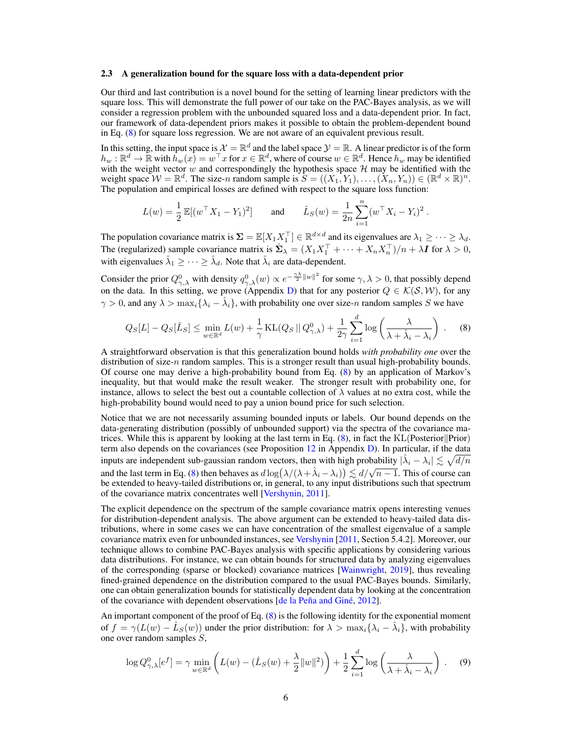### 2.3 A generalization bound for the square loss with a data-dependent prior

Our third and last contribution is a novel bound for the setting of learning linear predictors with the square loss. This will demonstrate the full power of our take on the PAC-Bayes analysis, as we will consider a regression problem with the unbounded squared loss and a data-dependent prior. In fact, our framework of data-dependent priors makes it possible to obtain the problem-dependent bound in Eq. (8) for square loss regression. We are not aware of an equivalent previous result.

In this setting, the input space is $\mathcal{X} = \mathbb{R}^d$ and the label space $\mathcal{Y} = \mathbb{R}$. A linear predictor is of the form $h_w : \mathbb{R}^d \to \mathbb{R}$ with $h_w(x) = w^\top x$ for $x \in \mathbb{R}^d$, where of course $w \in \mathbb{R}^d$. Hence $h_w$ may be identified with the weight vector $w$ and correspondingly the hypothesis space $\mathcal{H}$ may be identified with the weight space $\mathcal{W} = \mathbb{R}^d$. The size-$n$ random sample is $S = ((X_1, Y_1), \ldots, (X_n, Y_n)) \in (\mathbb{R}^d \times \mathbb{R})^n$. The population and empirical losses are defined with respect to the square loss function:

$$L(w) = \frac{1}{2}\,\mathbb{E}[(w^\top X_1 - Y_1)^2] \qquad \text{and} \qquad \hat{L}_S(w) = \frac{1}{2n}\sum_{i=1}^{n}(w^\top X_i - Y_i)^2 \,.$$

The population covariance matrix is $\boldsymbol{\Sigma} = \mathbb{E}[X_1 X_1^\top] \in \mathbb{R}^{d\times d}$ and its eigenvalues are $\lambda_1 \geq \cdots \geq \lambda_d$. The (regularized) sample covariance matrix is $\hat{\boldsymbol{\Sigma}}_\lambda = (X_1 X_1^\top + \cdots + X_n X_n^\top)/n + \lambda \boldsymbol{I}$ for $\lambda > 0$, with eigenvalues $\hat{\lambda}_1 \geq \cdots \geq \hat{\lambda}_d$. Note that $\hat{\lambda}_i$ are data-dependent.

Consider the prior $Q^0_{\gamma,\lambda}$ with density $q^0_{\gamma,\lambda}(w) \propto e^{-\frac{\gamma\lambda}{2}\|w\|^2}$ for some $\gamma, \lambda > 0$, that possibly depend on the data. In this setting, we prove (Appendix D) that for any posterior $Q \in \mathcal{K}(\mathcal{S}, \mathcal{W})$, for any $\gamma > 0$, and any $\lambda > \max_i\{\lambda_i - \hat{\lambda}_i\}$, with probability one over size-$n$ random samples $S$ we have

$$Q_S[L] - Q_S[\hat{L}_S] \leq \min_{w\in\mathbb{R}^d} L(w) + \frac{1}{\gamma}\operatorname{KL}(Q_S \,||\, Q^0_{\gamma,\lambda}) + \frac{1}{2\gamma}\sum_{i=1}^{d}\log\left(\frac{\lambda}{\lambda + \hat{\lambda}_i - \lambda_i}\right) \,. \tag{8}$$

A straightforward observation is that this generalization bound holds *with probability one* over the distribution of size-$n$ random samples. This is a stronger result than usual high-probability bounds. Of course one may derive a high-probability bound from Eq. (8) by an application of Markov's inequality, but that would make the result weaker. The stronger result with probability one, for instance, allows to select the best out a countable collection of $\lambda$ values at no extra cost, while the high-probability bound would need to pay a union bound price for such selection.

Notice that we are not necessarily assuming bounded inputs or labels. Our bound depends on the data-generating distribution (possibly of unbounded support) via the spectra of the covariance matrices. While this is apparent by looking at the last term in Eq. (8), in fact the KL(Posterior‖Prior) term also depends on the covariances (see Proposition 12 in Appendix D). In particular, if the data inputs are independent sub-gaussian random vectors, then with high probability $|\hat{\lambda}_i - \lambda_i| \lesssim \sqrt{d/n}$ and the last term in Eq. (8) then behaves as $d\log\big(\lambda/(\lambda + \hat{\lambda}_i - \lambda_i)\big) \lesssim d/\sqrt{n-1}$. This of course can be extended to heavy-tailed distributions or, in general, to any input distributions such that spectrum of the covariance matrix concentrates well [Vershynin, 2011].

The explicit dependence on the spectrum of the sample covariance matrix opens interesting venues for distribution-dependent analysis. The above argument can be extended to heavy-tailed data distributions, where in some cases we can have concentration of the smallest eigenvalue of a sample covariance matrix even for unbounded instances, see Vershynin [2011, Section 5.4.2]. Moreover, our technique allows to combine PAC-Bayes analysis with specific applications by considering various data distributions. For instance, we can obtain bounds for structured data by analyzing eigenvalues of the corresponding (sparse or blocked) covariance matrices [Wainwright, 2019], thus revealing fined-grained dependence on the distribution compared to the usual PAC-Bayes bounds. Similarly, one can obtain generalization bounds for statistically dependent data by looking at the concentration of the covariance with dependent observations [de la Peña and Giné, 2012].

An important component of the proof of Eq. (8) is the following identity for the exponential moment of $f = \gamma(L(w) - \hat{L}_S(w))$ under the prior distribution: for $\lambda > \max_i\{\lambda_i - \hat{\lambda}_i\}$, with probability one over random samples $S$,

$$\log Q^0_{\gamma,\lambda}[e^f] = \gamma \min_{w\in\mathbb{R}^d}\left(L(w) - (\hat{L}_S(w) + \frac{\lambda}{2}\|w\|^2)\right) + \frac{1}{2}\sum_{i=1}^{d}\log\left(\frac{\lambda}{\lambda + \hat{\lambda}_i - \lambda_i}\right) \,. \tag{9}$$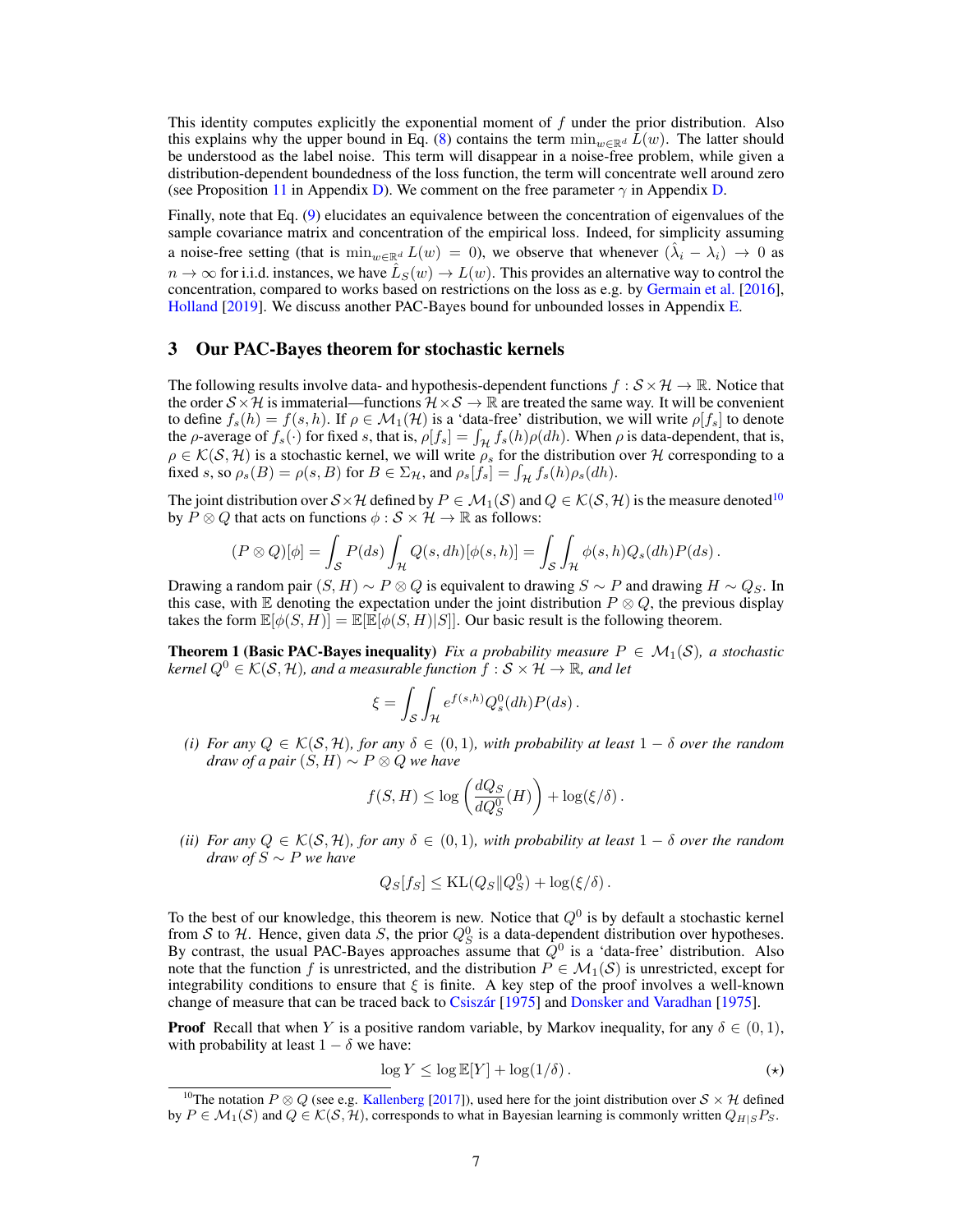This identity computes explicitly the exponential moment of $f$ under the prior distribution. Also this explains why the upper bound in Eq. (8) contains the term $\min_{w\in\mathbb{R}^d} L(w)$. The latter should be understood as the label noise. This term will disappear in a noise-free problem, while given a distribution-dependent boundedness of the loss function, the term will concentrate well around zero (see Proposition 11 in Appendix D). We comment on the free parameter $\gamma$ in Appendix D.

Finally, note that Eq. (9) elucidates an equivalence between the concentration of eigenvalues of the sample covariance matrix and concentration of the empirical loss. Indeed, for simplicity assuming a noise-free setting (that is $\min_{w\in\mathbb{R}^d} L(w) = 0$), we observe that whenever $(\hat{\lambda}_i - \lambda_i) \to 0$ as $n \to \infty$ for i.i.d. instances, we have $\hat{L}_S(w) \to L(w)$. This provides an alternative way to control the concentration, compared to works based on restrictions on the loss as e.g. by Germain et al. [2016], Holland [2019]. We discuss another PAC-Bayes bound for unbounded losses in Appendix E.

## 3 Our PAC-Bayes theorem for stochastic kernels

The following results involve data- and hypothesis-dependent functions $f : \mathcal{S}\times\mathcal{H} \to \mathbb{R}$. Notice that the order $\mathcal{S}\times\mathcal{H}$ is immaterial—functions $\mathcal{H}\times\mathcal{S} \to \mathbb{R}$ are treated the same way. It will be convenient to define $f_s(h) = f(s, h)$. If $\rho \in \mathcal{M}_1(\mathcal{H})$ is a 'data-free' distribution, we will write $\rho[f_s]$ to denote the $\rho$-average of $f_s(\cdot)$ for fixed $s$, that is, $\rho[f_s] = \int_{\mathcal{H}} f_s(h)\rho(dh)$. When $\rho$ is data-dependent, that is, $\rho \in \mathcal{K}(\mathcal{S}, \mathcal{H})$ is a stochastic kernel, we will write $\rho_s$ for the distribution over $\mathcal{H}$ corresponding to a fixed $s$, so $\rho_s(B) = \rho(s, B)$ for $B \in \Sigma_{\mathcal{H}}$, and $\rho_s[f_s] = \int_{\mathcal{H}} f_s(h)\rho_s(dh)$.

The joint distribution over $\mathcal{S}\times\mathcal{H}$ defined by $P \in \mathcal{M}_1(\mathcal{S})$ and $Q \in \mathcal{K}(\mathcal{S}, \mathcal{H})$ is the measure denoted[10] by $P \otimes Q$ that acts on functions $\phi : \mathcal{S}\times\mathcal{H} \to \mathbb{R}$ as follows:

$$(P \otimes Q)[\phi] = \int_{\mathcal{S}} P(ds) \int_{\mathcal{H}} Q(s, dh)[\phi(s, h)] = \int_{\mathcal{S}}\int_{\mathcal{H}} \phi(s, h) Q_s(dh)P(ds)\,.$$

Drawing a random pair $(S, H) \sim P \otimes Q$ is equivalent to drawing $S \sim P$ and drawing $H \sim Q_S$. In this case, with $\mathbb{E}$ denoting the expectation under the joint distribution $P \otimes Q$, the previous display takes the form $\mathbb{E}[\phi(S, H)] = \mathbb{E}[\mathbb{E}[\phi(S, H)|S]]$. Our basic result is the following theorem.

**Theorem 1 (Basic PAC-Bayes inequality)** *Fix a probability measure $P \in \mathcal{M}_1(\mathcal{S})$, a stochastic kernel $Q^0 \in \mathcal{K}(\mathcal{S}, \mathcal{H})$, and a measurable function $f : \mathcal{S}\times\mathcal{H} \to \mathbb{R}$, and let*

$$\xi = \int_{\mathcal{S}}\int_{\mathcal{H}} e^{f(s,h)} Q^0_s(dh)P(ds)\,.$$

*(i) For any $Q \in \mathcal{K}(\mathcal{S}, \mathcal{H})$, for any $\delta \in (0, 1)$, with probability at least $1 - \delta$ over the random draw of a pair $(S, H) \sim P \otimes Q$ we have*

$$f(S, H) \le \log\left(\frac{dQ_S}{dQ^0_S}(H)\right) + \log(\xi/\delta)\,.$$

*(ii) For any $Q \in \mathcal{K}(\mathcal{S}, \mathcal{H})$, for any $\delta \in (0, 1)$, with probability at least $1 - \delta$ over the random draw of $S \sim P$ we have*

$$Q_S[f_S] \le \mathrm{KL}(Q_S \| Q^0_S) + \log(\xi/\delta)\,.$$

To the best of our knowledge, this theorem is new. Notice that $Q^0$ is by default a stochastic kernel from $\mathcal{S}$ to $\mathcal{H}$. Hence, given data $S$, the prior $Q^0_S$ is a data-dependent distribution over hypotheses. By contrast, the usual PAC-Bayes approaches assume that $Q^0$ is a 'data-free' distribution. Also note that the function $f$ is unrestricted, and the distribution $P \in \mathcal{M}_1(\mathcal{S})$ is unrestricted, except for integrability conditions to ensure that $\xi$ is finite. A key step of the proof involves a well-known change of measure that can be traced back to Csiszár [1975] and Donsker and Varadhan [1975].

**Proof** Recall that when $Y$ is a positive random variable, by Markov inequality, for any $\delta \in (0, 1)$, with probability at least $1 - \delta$ we have:

$$\log Y \le \log \mathbb{E}[Y] + \log(1/\delta)\,. \qquad (\star)$$

[10]The notation $P \otimes Q$ (see e.g. Kallenberg [2017]), used here for the joint distribution over $\mathcal{S}\times\mathcal{H}$ defined by $P \in \mathcal{M}_1(\mathcal{S})$ and $Q \in \mathcal{K}(\mathcal{S}, \mathcal{H})$, corresponds to what in Bayesian learning is commonly written $Q_{H|S}P_S$.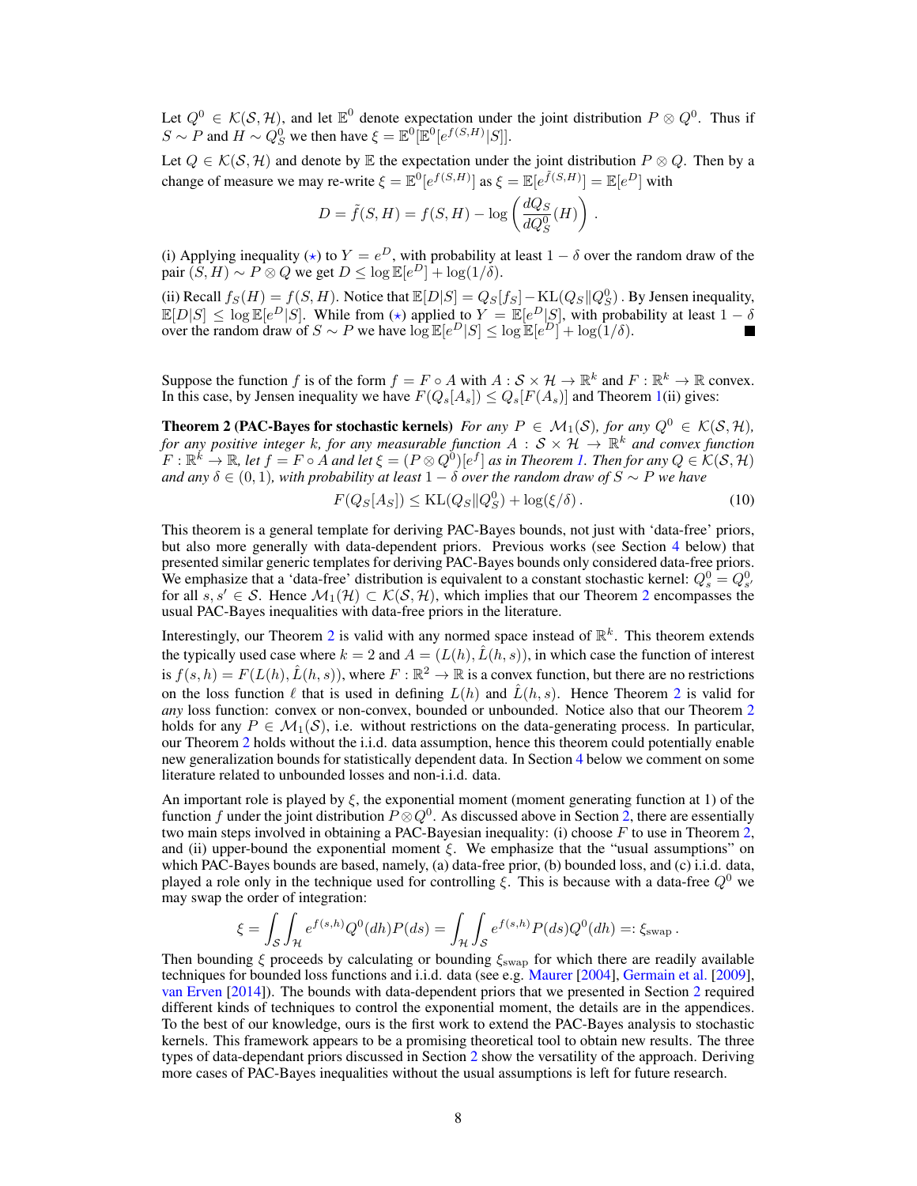Let $Q^0 \in \mathcal{K}(\mathcal{S}, \mathcal{H})$, and let $\mathbb{E}^0$ denote expectation under the joint distribution $P \otimes Q^0$. Thus if $S \sim P$ and $H \sim Q^0_S$ we then have $\xi = \mathbb{E}^0[\mathbb{E}^0[e^{f(S,H)}|S]]$.

Let $Q \in \mathcal{K}(\mathcal{S}, \mathcal{H})$ and denote by $\mathbb{E}$ the expectation under the joint distribution $P \otimes Q$. Then by a change of measure we may re-write $\xi = \mathbb{E}^0[e^{f(S,H)}]$ as $\xi = \mathbb{E}[e^{\tilde{f}(S,H)}] = \mathbb{E}[e^D]$ with

$$D = \tilde{f}(S, H) = f(S, H) - \log\left(\frac{dQ_S}{dQ^0_S}(H)\right).$$

(i) Applying inequality ($\star$) to $Y = e^D$, with probability at least $1 - \delta$ over the random draw of the pair $(S, H) \sim P \otimes Q$ we get $D \leq \log \mathbb{E}[e^D] + \log(1/\delta)$.

(ii) Recall $f_S(H) = f(S, H)$. Notice that $\mathbb{E}[D|S] = Q_S[f_S] - \mathrm{KL}(Q_S \| Q^0_S)$. By Jensen inequality, $\mathbb{E}[D|S] \leq \log \mathbb{E}[e^D|S]$. While from ($\star$) applied to $Y = \mathbb{E}[e^D|S]$, with probability at least $1 - \delta$ over the random draw of $S \sim P$ we have $\log \mathbb{E}[e^D|S] \leq \log \mathbb{E}[e^D] + \log(1/\delta)$. ■

Suppose the function $f$ is of the form $f = F \circ A$ with $A : \mathcal{S} \times \mathcal{H} \to \mathbb{R}^k$ and $F : \mathbb{R}^k \to \mathbb{R}$ convex. In this case, by Jensen inequality we have $F(Q_s[A_s]) \leq Q_s[F(A_s)]$ and Theorem 1(ii) gives:

**Theorem 2 (PAC-Bayes for stochastic kernels)** *For any $P \in \mathcal{M}_1(\mathcal{S})$, for any $Q^0 \in \mathcal{K}(\mathcal{S}, \mathcal{H})$, for any positive integer $k$, for any measurable function $A : \mathcal{S} \times \mathcal{H} \to \mathbb{R}^k$ and convex function $F : \mathbb{R}^k \to \mathbb{R}$, let $f = F \circ A$ and let $\xi = (P \otimes Q^0)[e^f]$ as in Theorem 1. Then for any $Q \in \mathcal{K}(\mathcal{S}, \mathcal{H})$ and any $\delta \in (0, 1)$, with probability at least $1 - \delta$ over the random draw of $S \sim P$ we have*

$$F(Q_S[A_S]) \leq \mathrm{KL}(Q_S \| Q^0_S) + \log(\xi/\delta). \tag{10}$$

This theorem is a general template for deriving PAC-Bayes bounds, not just with 'data-free' priors, but also more generally with data-dependent priors. Previous works (see Section 4 below) that presented similar generic templates for deriving PAC-Bayes bounds only considered data-free priors. We emphasize that a 'data-free' distribution is equivalent to a constant stochastic kernel: $Q^0_s = Q^0_{s'}$ for all $s, s' \in \mathcal{S}$. Hence $\mathcal{M}_1(\mathcal{H}) \subset \mathcal{K}(\mathcal{S}, \mathcal{H})$, which implies that our Theorem 2 encompasses the usual PAC-Bayes inequalities with data-free priors in the literature.

Interestingly, our Theorem 2 is valid with any normed space instead of $\mathbb{R}^k$. This theorem extends the typically used case where $k = 2$ and $A = (L(h), \hat{L}(h, s))$, in which case the function of interest is $f(s, h) = F(L(h), \hat{L}(h, s))$, where $F : \mathbb{R}^2 \to \mathbb{R}$ is a convex function, but there are no restrictions on the loss function $\ell$ that is used in defining $L(h)$ and $\hat{L}(h, s)$. Hence Theorem 2 is valid for *any* loss function: convex or non-convex, bounded or unbounded. Notice also that our Theorem 2 holds for any $P \in \mathcal{M}_1(\mathcal{S})$, i.e. without restrictions on the data-generating process. In particular, our Theorem 2 holds without the i.i.d. data assumption, hence this theorem could potentially enable new generalization bounds for statistically dependent data. In Section 4 below we comment on some literature related to unbounded losses and non-i.i.d. data.

An important role is played by $\xi$, the exponential moment (moment generating function at 1) of the function $f$ under the joint distribution $P \otimes Q^0$. As discussed above in Section 2, there are essentially two main steps involved in obtaining a PAC-Bayesian inequality: (i) choose $F$ to use in Theorem 2, and (ii) upper-bound the exponential moment $\xi$. We emphasize that the "usual assumptions" on which PAC-Bayes bounds are based, namely, (a) data-free prior, (b) bounded loss, and (c) i.i.d. data, played a role only in the technique used for controlling $\xi$. This is because with a data-free $Q^0$ we may swap the order of integration:

$$\xi = \int_{\mathcal{S}} \int_{\mathcal{H}} e^{f(s,h)} Q^0(dh) P(ds) = \int_{\mathcal{H}} \int_{\mathcal{S}} e^{f(s,h)} P(ds) Q^0(dh) =: \xi_{\text{swap}}.$$

Then bounding $\xi$ proceeds by calculating or bounding $\xi_{\text{swap}}$ for which there are readily available techniques for bounded loss functions and i.i.d. data (see e.g. Maurer [2004], Germain et al. [2009], van Erven [2014]). The bounds with data-dependent priors that we presented in Section 2 required different kinds of techniques to control the exponential moment, the details are in the appendices. To the best of our knowledge, ours is the first work to extend the PAC-Bayes analysis to stochastic kernels. This framework appears to be a promising theoretical tool to obtain new results. The three types of data-dependant priors discussed in Section 2 show the versatility of the approach. Deriving more cases of PAC-Bayes inequalities without the usual assumptions is left for future research.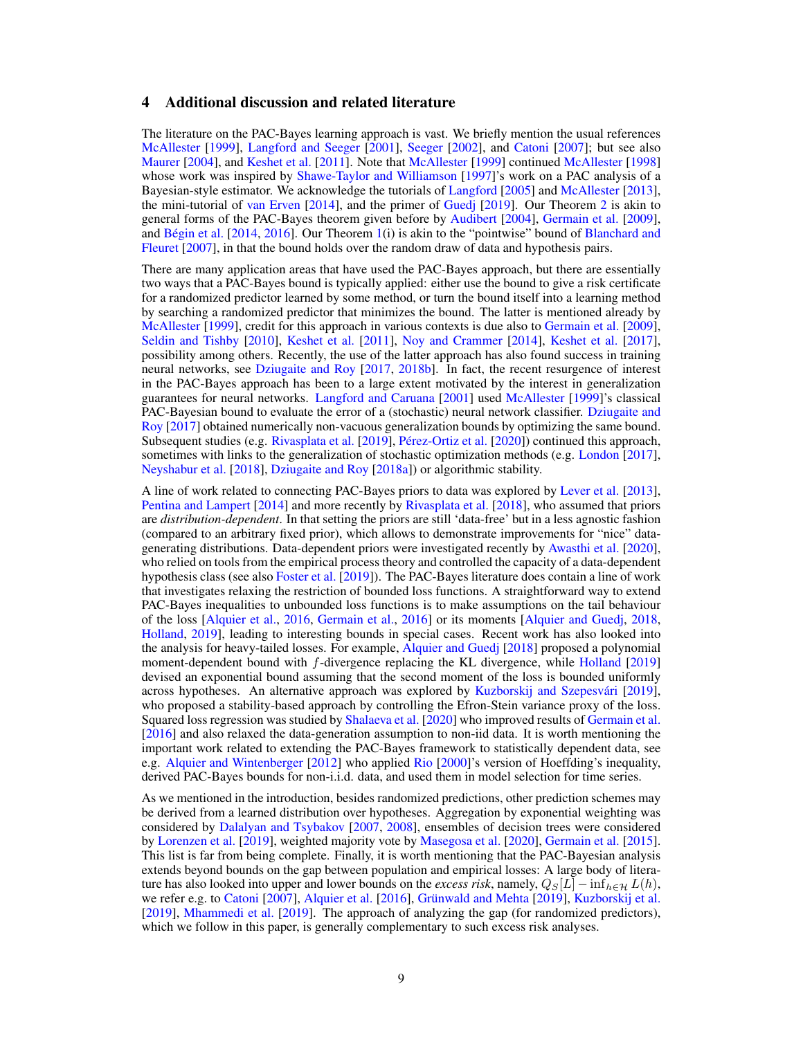## 4 Additional discussion and related literature

The literature on the PAC-Bayes learning approach is vast. We briefly mention the usual references McAllester [1999], Langford and Seeger [2001], Seeger [2002], and Catoni [2007]; but see also Maurer [2004], and Keshet et al. [2011]. Note that McAllester [1999] continued McAllester [1998] whose work was inspired by Shawe-Taylor and Williamson [1997]'s work on a PAC analysis of a Bayesian-style estimator. We acknowledge the tutorials of Langford [2005] and McAllester [2013], the mini-tutorial of van Erven [2014], and the primer of Guedj [2019]. Our Theorem 2 is akin to general forms of the PAC-Bayes theorem given before by Audibert [2004], Germain et al. [2009], and Bégin et al. [2014, 2016]. Our Theorem 1(i) is akin to the "pointwise" bound of Blanchard and Fleuret [2007], in that the bound holds over the random draw of data and hypothesis pairs.

There are many application areas that have used the PAC-Bayes approach, but there are essentially two ways that a PAC-Bayes bound is typically applied: either use the bound to give a risk certificate for a randomized predictor learned by some method, or turn the bound itself into a learning method by searching a randomized predictor that minimizes the bound. The latter is mentioned already by McAllester [1999], credit for this approach in various contexts is due also to Germain et al. [2009], Seldin and Tishby [2010], Keshet et al. [2011], Noy and Crammer [2014], Keshet et al. [2017], possibility among others. Recently, the use of the latter approach has also found success in training neural networks, see Dziugaite and Roy [2017, 2018b]. In fact, the recent resurgence of interest in the PAC-Bayes approach has been to a large extent motivated by the interest in generalization guarantees for neural networks. Langford and Caruana [2001] used McAllester [1999]'s classical PAC-Bayesian bound to evaluate the error of a (stochastic) neural network classifier. Dziugaite and Roy [2017] obtained numerically non-vacuous generalization bounds by optimizing the same bound. Subsequent studies (e.g. Rivasplata et al. [2019], Pérez-Ortiz et al. [2020]) continued this approach, sometimes with links to the generalization of stochastic optimization methods (e.g. London [2017], Neyshabur et al. [2018], Dziugaite and Roy [2018a]) or algorithmic stability.

A line of work related to connecting PAC-Bayes priors to data was explored by Lever et al. [2013], Pentina and Lampert [2014] and more recently by Rivasplata et al. [2018], who assumed that priors are *distribution-dependent*. In that setting the priors are still 'data-free' but in a less agnostic fashion (compared to an arbitrary fixed prior), which allows to demonstrate improvements for "nice" data-generating distributions. Data-dependent priors were investigated recently by Awasthi et al. [2020], who relied on tools from the empirical process theory and controlled the capacity of a data-dependent hypothesis class (see also Foster et al. [2019]). The PAC-Bayes literature does contain a line of work that investigates relaxing the restriction of bounded loss functions. A straightforward way to extend PAC-Bayes inequalities to unbounded loss functions is to make assumptions on the tail behaviour of the loss [Alquier et al., 2016, Germain et al., 2016] or its moments [Alquier and Guedj, 2018, Holland, 2019], leading to interesting bounds in special cases. Recent work has also looked into the analysis for heavy-tailed losses. For example, Alquier and Guedj [2018] proposed a polynomial moment-dependent bound with $f$-divergence replacing the KL divergence, while Holland [2019] devised an exponential bound assuming that the second moment of the loss is bounded uniformly across hypotheses. An alternative approach was explored by Kuzborskij and Szepesvári [2019], who proposed a stability-based approach by controlling the Efron-Stein variance proxy of the loss. Squared loss regression was studied by Shalaeva et al. [2020] who improved results of Germain et al. [2016] and also relaxed the data-generation assumption to non-iid data. It is worth mentioning the important work related to extending the PAC-Bayes framework to statistically dependent data, see e.g. Alquier and Wintenberger [2012] who applied Rio [2000]'s version of Hoeffding's inequality, derived PAC-Bayes bounds for non-i.i.d. data, and used them in model selection for time series.

As we mentioned in the introduction, besides randomized predictions, other prediction schemes may be derived from a learned distribution over hypotheses. Aggregation by exponential weighting was considered by Dalalyan and Tsybakov [2007, 2008], ensembles of decision trees were considered by Lorenzen et al. [2019], weighted majority vote by Masegosa et al. [2020], Germain et al. [2015]. This list is far from being complete. Finally, it is worth mentioning that the PAC-Bayesian analysis extends beyond bounds on the gap between population and empirical losses: A large body of literature has also looked into upper and lower bounds on the *excess risk*, namely, $Q_S[L] - \inf_{h \in \mathcal{H}} L(h)$, we refer e.g. to Catoni [2007], Alquier et al. [2016], Grünwald and Mehta [2019], Kuzborskij et al. [2019], Mhammedi et al. [2019]. The approach of analyzing the gap (for randomized predictors), which we follow in this paper, is generally complementary to such excess risk analyses.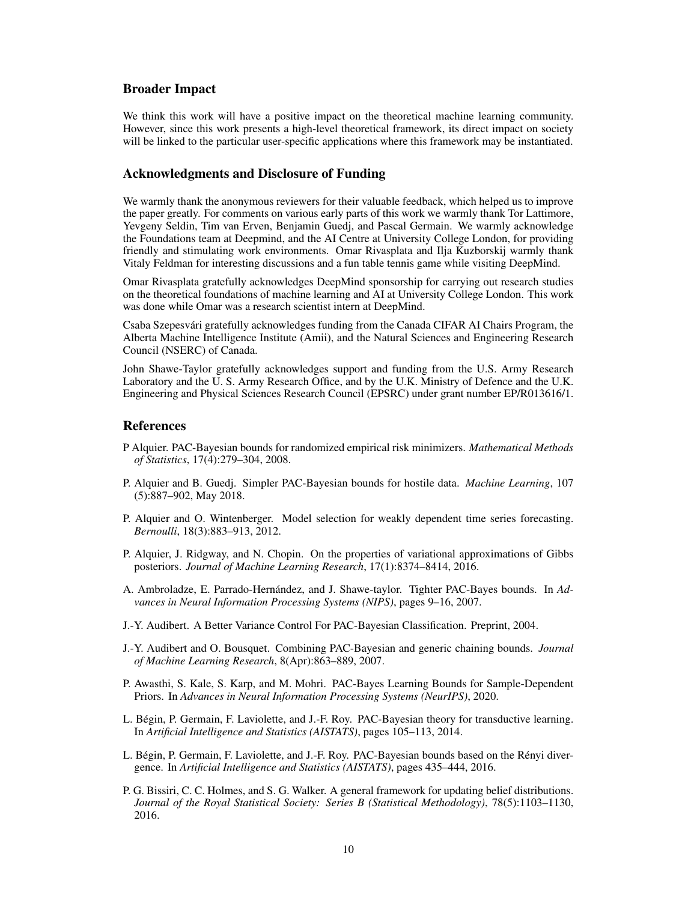## Broader Impact

We think this work will have a positive impact on the theoretical machine learning community. However, since this work presents a high-level theoretical framework, its direct impact on society will be linked to the particular user-specific applications where this framework may be instantiated.

## Acknowledgments and Disclosure of Funding

We warmly thank the anonymous reviewers for their valuable feedback, which helped us to improve the paper greatly. For comments on various early parts of this work we warmly thank Tor Lattimore, Yevgeny Seldin, Tim van Erven, Benjamin Guedj, and Pascal Germain. We warmly acknowledge the Foundations team at Deepmind, and the AI Centre at University College London, for providing friendly and stimulating work environments. Omar Rivasplata and Ilja Kuzborskij warmly thank Vitaly Feldman for interesting discussions and a fun table tennis game while visiting DeepMind.

Omar Rivasplata gratefully acknowledges DeepMind sponsorship for carrying out research studies on the theoretical foundations of machine learning and AI at University College London. This work was done while Omar was a research scientist intern at DeepMind.

Csaba Szepesvári gratefully acknowledges funding from the Canada CIFAR AI Chairs Program, the Alberta Machine Intelligence Institute (Amii), and the Natural Sciences and Engineering Research Council (NSERC) of Canada.

John Shawe-Taylor gratefully acknowledges support and funding from the U.S. Army Research Laboratory and the U. S. Army Research Office, and by the U.K. Ministry of Defence and the U.K. Engineering and Physical Sciences Research Council (EPSRC) under grant number EP/R013616/1.

## References

P Alquier. PAC-Bayesian bounds for randomized empirical risk minimizers. *Mathematical Methods of Statistics*, 17(4):279–304, 2008.

P. Alquier and B. Guedj. Simpler PAC-Bayesian bounds for hostile data. *Machine Learning*, 107 (5):887–902, May 2018.

P. Alquier and O. Wintenberger. Model selection for weakly dependent time series forecasting. *Bernoulli*, 18(3):883–913, 2012.

P. Alquier, J. Ridgway, and N. Chopin. On the properties of variational approximations of Gibbs posteriors. *Journal of Machine Learning Research*, 17(1):8374–8414, 2016.

A. Ambroladze, E. Parrado-Hernández, and J. Shawe-taylor. Tighter PAC-Bayes bounds. In *Advances in Neural Information Processing Systems (NIPS)*, pages 9–16, 2007.

J.-Y. Audibert. A Better Variance Control For PAC-Bayesian Classification. Preprint, 2004.

J.-Y. Audibert and O. Bousquet. Combining PAC-Bayesian and generic chaining bounds. *Journal of Machine Learning Research*, 8(Apr):863–889, 2007.

P. Awasthi, S. Kale, S. Karp, and M. Mohri. PAC-Bayes Learning Bounds for Sample-Dependent Priors. In *Advances in Neural Information Processing Systems (NeurIPS)*, 2020.

L. Bégin, P. Germain, F. Laviolette, and J.-F. Roy. PAC-Bayesian theory for transductive learning. In *Artificial Intelligence and Statistics (AISTATS)*, pages 105–113, 2014.

L. Bégin, P. Germain, F. Laviolette, and J.-F. Roy. PAC-Bayesian bounds based on the Rényi divergence. In *Artificial Intelligence and Statistics (AISTATS)*, pages 435–444, 2016.

P. G. Bissiri, C. C. Holmes, and S. G. Walker. A general framework for updating belief distributions. *Journal of the Royal Statistical Society: Series B (Statistical Methodology)*, 78(5):1103–1130, 2016.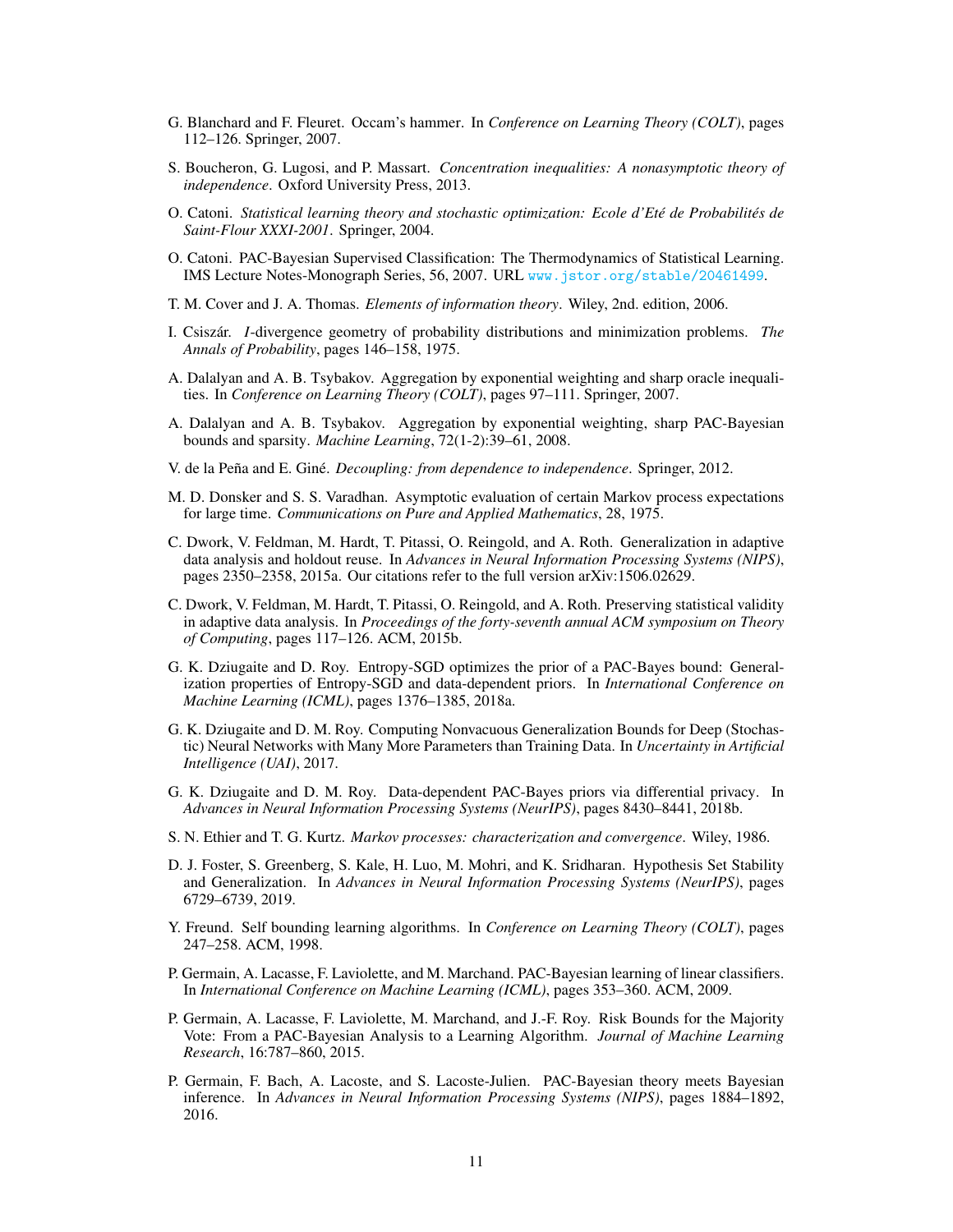G. Blanchard and F. Fleuret. Occam's hammer. In *Conference on Learning Theory (COLT)*, pages 112–126. Springer, 2007.

S. Boucheron, G. Lugosi, and P. Massart. *Concentration inequalities: A nonasymptotic theory of independence*. Oxford University Press, 2013.

O. Catoni. *Statistical learning theory and stochastic optimization: Ecole d'Eté de Probabilités de Saint-Flour XXXI-2001*. Springer, 2004.

O. Catoni. PAC-Bayesian Supervised Classification: The Thermodynamics of Statistical Learning. IMS Lecture Notes-Monograph Series, 56, 2007. URL www.jstor.org/stable/20461499.

T. M. Cover and J. A. Thomas. *Elements of information theory*. Wiley, 2nd. edition, 2006.

I. Csiszár. *I*-divergence geometry of probability distributions and minimization problems. *The Annals of Probability*, pages 146–158, 1975.

A. Dalalyan and A. B. Tsybakov. Aggregation by exponential weighting and sharp oracle inequalities. In *Conference on Learning Theory (COLT)*, pages 97–111. Springer, 2007.

A. Dalalyan and A. B. Tsybakov. Aggregation by exponential weighting, sharp PAC-Bayesian bounds and sparsity. *Machine Learning*, 72(1-2):39–61, 2008.

V. de la Peña and E. Giné. *Decoupling: from dependence to independence*. Springer, 2012.

M. D. Donsker and S. S. Varadhan. Asymptotic evaluation of certain Markov process expectations for large time. *Communications on Pure and Applied Mathematics*, 28, 1975.

C. Dwork, V. Feldman, M. Hardt, T. Pitassi, O. Reingold, and A. Roth. Generalization in adaptive data analysis and holdout reuse. In *Advances in Neural Information Processing Systems (NIPS)*, pages 2350–2358, 2015a. Our citations refer to the full version arXiv:1506.02629.

C. Dwork, V. Feldman, M. Hardt, T. Pitassi, O. Reingold, and A. Roth. Preserving statistical validity in adaptive data analysis. In *Proceedings of the forty-seventh annual ACM symposium on Theory of Computing*, pages 117–126. ACM, 2015b.

G. K. Dziugaite and D. Roy. Entropy-SGD optimizes the prior of a PAC-Bayes bound: Generalization properties of Entropy-SGD and data-dependent priors. In *International Conference on Machine Learning (ICML)*, pages 1376–1385, 2018a.

G. K. Dziugaite and D. M. Roy. Computing Nonvacuous Generalization Bounds for Deep (Stochastic) Neural Networks with Many More Parameters than Training Data. In *Uncertainty in Artificial Intelligence (UAI)*, 2017.

G. K. Dziugaite and D. M. Roy. Data-dependent PAC-Bayes priors via differential privacy. In *Advances in Neural Information Processing Systems (NeurIPS)*, pages 8430–8441, 2018b.

S. N. Ethier and T. G. Kurtz. *Markov processes: characterization and convergence*. Wiley, 1986.

D. J. Foster, S. Greenberg, S. Kale, H. Luo, M. Mohri, and K. Sridharan. Hypothesis Set Stability and Generalization. In *Advances in Neural Information Processing Systems (NeurIPS)*, pages 6729–6739, 2019.

Y. Freund. Self bounding learning algorithms. In *Conference on Learning Theory (COLT)*, pages 247–258. ACM, 1998.

P. Germain, A. Lacasse, F. Laviolette, and M. Marchand. PAC-Bayesian learning of linear classifiers. In *International Conference on Machine Learning (ICML)*, pages 353–360. ACM, 2009.

P. Germain, A. Lacasse, F. Laviolette, M. Marchand, and J.-F. Roy. Risk Bounds for the Majority Vote: From a PAC-Bayesian Analysis to a Learning Algorithm. *Journal of Machine Learning Research*, 16:787–860, 2015.

P. Germain, F. Bach, A. Lacoste, and S. Lacoste-Julien. PAC-Bayesian theory meets Bayesian inference. In *Advances in Neural Information Processing Systems (NIPS)*, pages 1884–1892, 2016.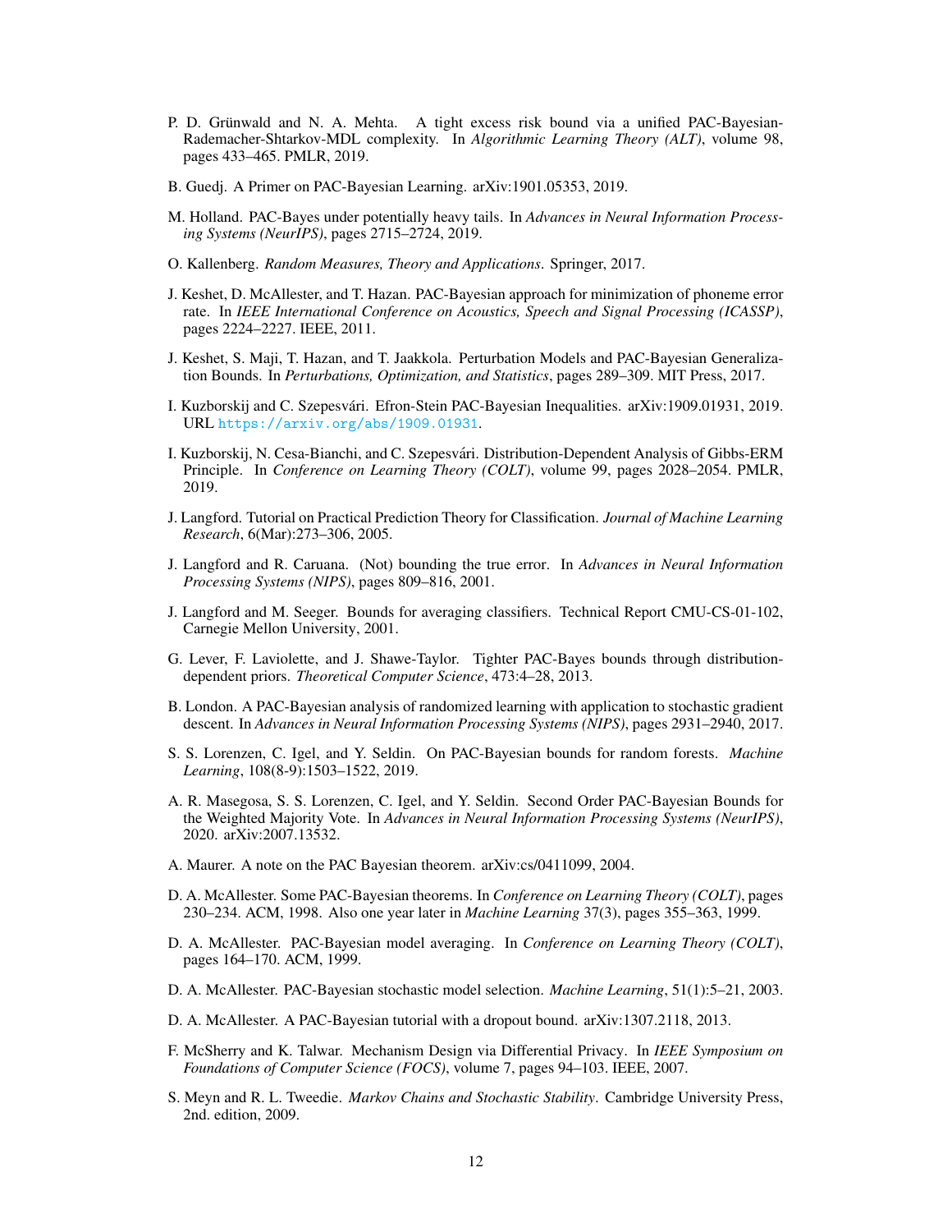P. D. Grünwald and N. A. Mehta. A tight excess risk bound via a unified PAC-Bayesian-Rademacher-Shtarkov-MDL complexity. In *Algorithmic Learning Theory (ALT)*, volume 98, pages 433–465. PMLR, 2019.

B. Guedj. A Primer on PAC-Bayesian Learning. arXiv:1901.05353, 2019.

M. Holland. PAC-Bayes under potentially heavy tails. In *Advances in Neural Information Processing Systems (NeurIPS)*, pages 2715–2724, 2019.

O. Kallenberg. *Random Measures, Theory and Applications*. Springer, 2017.

J. Keshet, D. McAllester, and T. Hazan. PAC-Bayesian approach for minimization of phoneme error rate. In *IEEE International Conference on Acoustics, Speech and Signal Processing (ICASSP)*, pages 2224–2227. IEEE, 2011.

J. Keshet, S. Maji, T. Hazan, and T. Jaakkola. Perturbation Models and PAC-Bayesian Generalization Bounds. In *Perturbations, Optimization, and Statistics*, pages 289–309. MIT Press, 2017.

I. Kuzborskij and C. Szepesvári. Efron-Stein PAC-Bayesian Inequalities. arXiv:1909.01931, 2019. URL https://arxiv.org/abs/1909.01931.

I. Kuzborskij, N. Cesa-Bianchi, and C. Szepesvári. Distribution-Dependent Analysis of Gibbs-ERM Principle. In *Conference on Learning Theory (COLT)*, volume 99, pages 2028–2054. PMLR, 2019.

J. Langford. Tutorial on Practical Prediction Theory for Classification. *Journal of Machine Learning Research*, 6(Mar):273–306, 2005.

J. Langford and R. Caruana. (Not) bounding the true error. In *Advances in Neural Information Processing Systems (NIPS)*, pages 809–816, 2001.

J. Langford and M. Seeger. Bounds for averaging classifiers. Technical Report CMU-CS-01-102, Carnegie Mellon University, 2001.

G. Lever, F. Laviolette, and J. Shawe-Taylor. Tighter PAC-Bayes bounds through distribution-dependent priors. *Theoretical Computer Science*, 473:4–28, 2013.

B. London. A PAC-Bayesian analysis of randomized learning with application to stochastic gradient descent. In *Advances in Neural Information Processing Systems (NIPS)*, pages 2931–2940, 2017.

S. S. Lorenzen, C. Igel, and Y. Seldin. On PAC-Bayesian bounds for random forests. *Machine Learning*, 108(8-9):1503–1522, 2019.

A. R. Masegosa, S. S. Lorenzen, C. Igel, and Y. Seldin. Second Order PAC-Bayesian Bounds for the Weighted Majority Vote. In *Advances in Neural Information Processing Systems (NeurIPS)*, 2020. arXiv:2007.13532.

A. Maurer. A note on the PAC Bayesian theorem. arXiv:cs/0411099, 2004.

D. A. McAllester. Some PAC-Bayesian theorems. In *Conference on Learning Theory (COLT)*, pages 230–234. ACM, 1998. Also one year later in *Machine Learning* 37(3), pages 355–363, 1999.

D. A. McAllester. PAC-Bayesian model averaging. In *Conference on Learning Theory (COLT)*, pages 164–170. ACM, 1999.

D. A. McAllester. PAC-Bayesian stochastic model selection. *Machine Learning*, 51(1):5–21, 2003.

D. A. McAllester. A PAC-Bayesian tutorial with a dropout bound. arXiv:1307.2118, 2013.

F. McSherry and K. Talwar. Mechanism Design via Differential Privacy. In *IEEE Symposium on Foundations of Computer Science (FOCS)*, volume 7, pages 94–103. IEEE, 2007.

S. Meyn and R. L. Tweedie. *Markov Chains and Stochastic Stability*. Cambridge University Press, 2nd. edition, 2009.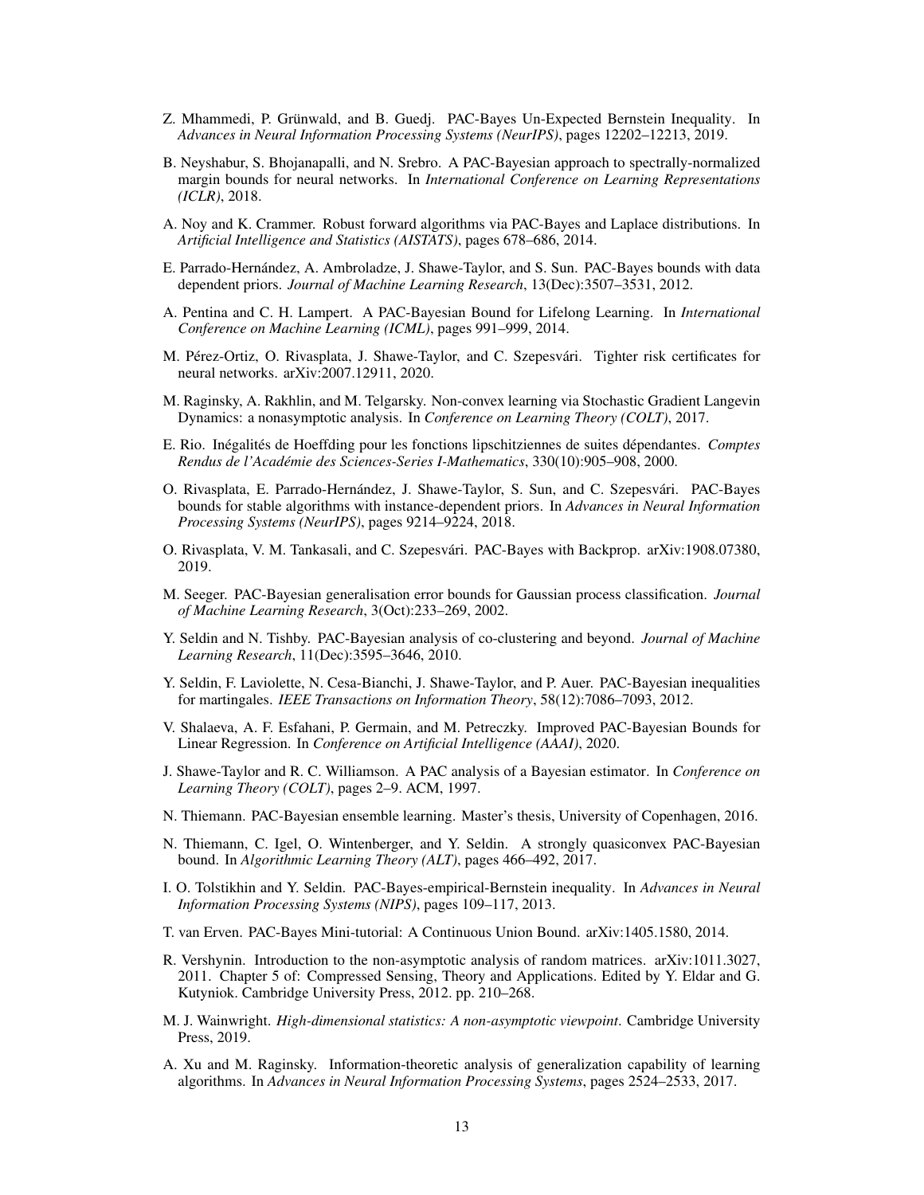Z. Mhammedi, P. Grünwald, and B. Guedj. PAC-Bayes Un-Expected Bernstein Inequality. In *Advances in Neural Information Processing Systems (NeurIPS)*, pages 12202–12213, 2019.

B. Neyshabur, S. Bhojanapalli, and N. Srebro. A PAC-Bayesian approach to spectrally-normalized margin bounds for neural networks. In *International Conference on Learning Representations (ICLR)*, 2018.

A. Noy and K. Crammer. Robust forward algorithms via PAC-Bayes and Laplace distributions. In *Artificial Intelligence and Statistics (AISTATS)*, pages 678–686, 2014.

E. Parrado-Hernández, A. Ambroladze, J. Shawe-Taylor, and S. Sun. PAC-Bayes bounds with data dependent priors. *Journal of Machine Learning Research*, 13(Dec):3507–3531, 2012.

A. Pentina and C. H. Lampert. A PAC-Bayesian Bound for Lifelong Learning. In *International Conference on Machine Learning (ICML)*, pages 991–999, 2014.

M. Pérez-Ortiz, O. Rivasplata, J. Shawe-Taylor, and C. Szepesvári. Tighter risk certificates for neural networks. arXiv:2007.12911, 2020.

M. Raginsky, A. Rakhlin, and M. Telgarsky. Non-convex learning via Stochastic Gradient Langevin Dynamics: a nonasymptotic analysis. In *Conference on Learning Theory (COLT)*, 2017.

E. Rio. Inégalités de Hoeffding pour les fonctions lipschitziennes de suites dépendantes. *Comptes Rendus de l'Académie des Sciences-Series I-Mathematics*, 330(10):905–908, 2000.

O. Rivasplata, E. Parrado-Hernández, J. Shawe-Taylor, S. Sun, and C. Szepesvári. PAC-Bayes bounds for stable algorithms with instance-dependent priors. In *Advances in Neural Information Processing Systems (NeurIPS)*, pages 9214–9224, 2018.

O. Rivasplata, V. M. Tankasali, and C. Szepesvári. PAC-Bayes with Backprop. arXiv:1908.07380, 2019.

M. Seeger. PAC-Bayesian generalisation error bounds for Gaussian process classification. *Journal of Machine Learning Research*, 3(Oct):233–269, 2002.

Y. Seldin and N. Tishby. PAC-Bayesian analysis of co-clustering and beyond. *Journal of Machine Learning Research*, 11(Dec):3595–3646, 2010.

Y. Seldin, F. Laviolette, N. Cesa-Bianchi, J. Shawe-Taylor, and P. Auer. PAC-Bayesian inequalities for martingales. *IEEE Transactions on Information Theory*, 58(12):7086–7093, 2012.

V. Shalaeva, A. F. Esfahani, P. Germain, and M. Petreczky. Improved PAC-Bayesian Bounds for Linear Regression. In *Conference on Artificial Intelligence (AAAI)*, 2020.

J. Shawe-Taylor and R. C. Williamson. A PAC analysis of a Bayesian estimator. In *Conference on Learning Theory (COLT)*, pages 2–9. ACM, 1997.

N. Thiemann. PAC-Bayesian ensemble learning. Master's thesis, University of Copenhagen, 2016.

N. Thiemann, C. Igel, O. Wintenberger, and Y. Seldin. A strongly quasiconvex PAC-Bayesian bound. In *Algorithmic Learning Theory (ALT)*, pages 466–492, 2017.

I. O. Tolstikhin and Y. Seldin. PAC-Bayes-empirical-Bernstein inequality. In *Advances in Neural Information Processing Systems (NIPS)*, pages 109–117, 2013.

T. van Erven. PAC-Bayes Mini-tutorial: A Continuous Union Bound. arXiv:1405.1580, 2014.

R. Vershynin. Introduction to the non-asymptotic analysis of random matrices. arXiv:1011.3027, 2011. Chapter 5 of: Compressed Sensing, Theory and Applications. Edited by Y. Eldar and G. Kutyniok. Cambridge University Press, 2012. pp. 210–268.

M. J. Wainwright. *High-dimensional statistics: A non-asymptotic viewpoint*. Cambridge University Press, 2019.

A. Xu and M. Raginsky. Information-theoretic analysis of generalization capability of learning algorithms. In *Advances in Neural Information Processing Systems*, pages 2524–2533, 2017.